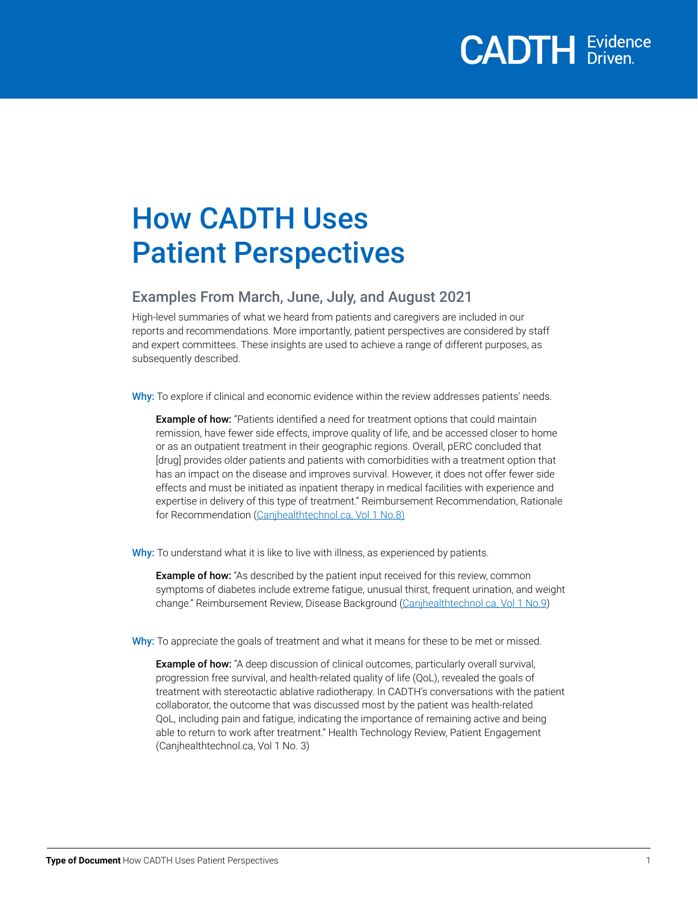# How CADTH Uses Patient Perspectives

## Examples From March, June, July, and August 2021

High-level summaries of what we heard from patients and caregivers are included in our reports and recommendations. More importantly, patient perspectives are considered by staff and expert committees. These insights are used to achieve a range of different purposes, as subsequently described.

**Why:** To explore if clinical and economic evidence within the review addresses patients' needs.

> **Example of how:** "Patients identified a need for treatment options that could maintain remission, have fewer side effects, improve quality of life, and be accessed closer to home or as an outpatient treatment in their geographic regions. Overall, pERC concluded that [drug] provides older patients and patients with comorbidities with a treatment option that has an impact on the disease and improves survival. However, it does not offer fewer side effects and must be initiated as inpatient therapy in medical facilities with experience and expertise in delivery of this type of treatment." Reimbursement Recommendation, Rationale for Recommendation (Canjhealthtechnol.ca, Vol 1 No.8)

**Why:** To understand what it is like to live with illness, as experienced by patients.

> **Example of how:** "As described by the patient input received for this review, common symptoms of diabetes include extreme fatigue, unusual thirst, frequent urination, and weight change." Reimbursement Review, Disease Background (Canjhealthtechnol.ca, Vol 1 No.9)

**Why:** To appreciate the goals of treatment and what it means for these to be met or missed.

> **Example of how:** "A deep discussion of clinical outcomes, particularly overall survival, progression free survival, and health-related quality of life (QoL), revealed the goals of treatment with stereotactic ablative radiotherapy. In CADTH's conversations with the patient collaborator, the outcome that was discussed most by the patient was health-related QoL, including pain and fatigue, indicating the importance of remaining active and being able to return to work after treatment." Health Technology Review, Patient Engagement (Canjhealthtechnol.ca, Vol 1 No. 3)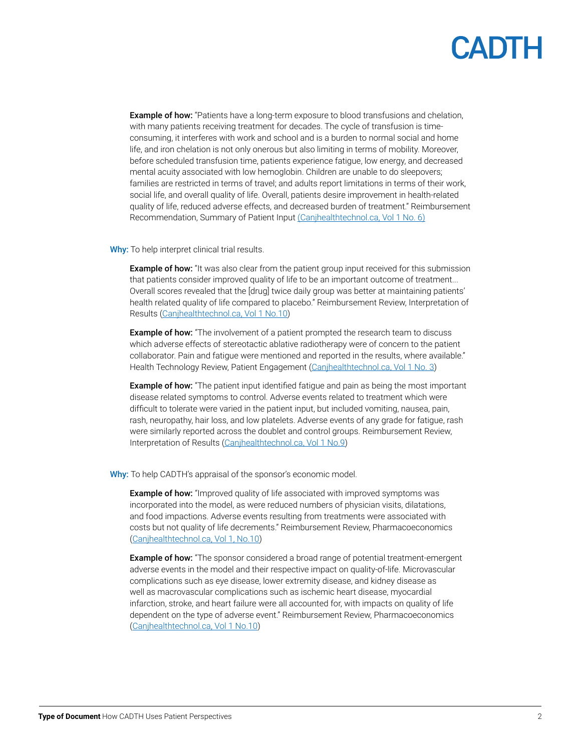**Example of how:** "Patients have a long-term exposure to blood transfusions and chelation, with many patients receiving treatment for decades. The cycle of transfusion is time-consuming, it interferes with work and school and is a burden to normal social and home life, and iron chelation is not only onerous but also limiting in terms of mobility. Moreover, before scheduled transfusion time, patients experience fatigue, low energy, and decreased mental acuity associated with low hemoglobin. Children are unable to do sleepovers; families are restricted in terms of travel; and adults report limitations in terms of their work, social life, and overall quality of life. Overall, patients desire improvement in health-related quality of life, reduced adverse effects, and decreased burden of treatment." Reimbursement Recommendation, Summary of Patient Input (Canjhealthtechnol.ca, Vol 1 No. 6)

**Why:** To help interpret clinical trial results.

**Example of how:** "It was also clear from the patient group input received for this submission that patients consider improved quality of life to be an important outcome of treatment... Overall scores revealed that the [drug] twice daily group was better at maintaining patients' health related quality of life compared to placebo." Reimbursement Review, Interpretation of Results (Canjhealthtechnol.ca, Vol 1 No.10)

**Example of how:** "The involvement of a patient prompted the research team to discuss which adverse effects of stereotactic ablative radiotherapy were of concern to the patient collaborator. Pain and fatigue were mentioned and reported in the results, where available." Health Technology Review, Patient Engagement (Canjhealthtechnol.ca, Vol 1 No. 3)

**Example of how:** "The patient input identified fatigue and pain as being the most important disease related symptoms to control. Adverse events related to treatment which were difficult to tolerate were varied in the patient input, but included vomiting, nausea, pain, rash, neuropathy, hair loss, and low platelets. Adverse events of any grade for fatigue, rash were similarly reported across the doublet and control groups. Reimbursement Review, Interpretation of Results (Canjhealthtechnol.ca, Vol 1 No.9)

**Why:** To help CADTH's appraisal of the sponsor's economic model.

**Example of how:** "Improved quality of life associated with improved symptoms was incorporated into the model, as were reduced numbers of physician visits, dilatations, and food impactions. Adverse events resulting from treatments were associated with costs but not quality of life decrements." Reimbursement Review, Pharmacoeconomics (Canjhealthtechnol.ca, Vol 1, No.10)

**Example of how:** "The sponsor considered a broad range of potential treatment-emergent adverse events in the model and their respective impact on quality-of-life. Microvascular complications such as eye disease, lower extremity disease, and kidney disease as well as macrovascular complications such as ischemic heart disease, myocardial infarction, stroke, and heart failure were all accounted for, with impacts on quality of life dependent on the type of adverse event." Reimbursement Review, Pharmacoeconomics (Canjhealthtechnol.ca, Vol 1 No.10)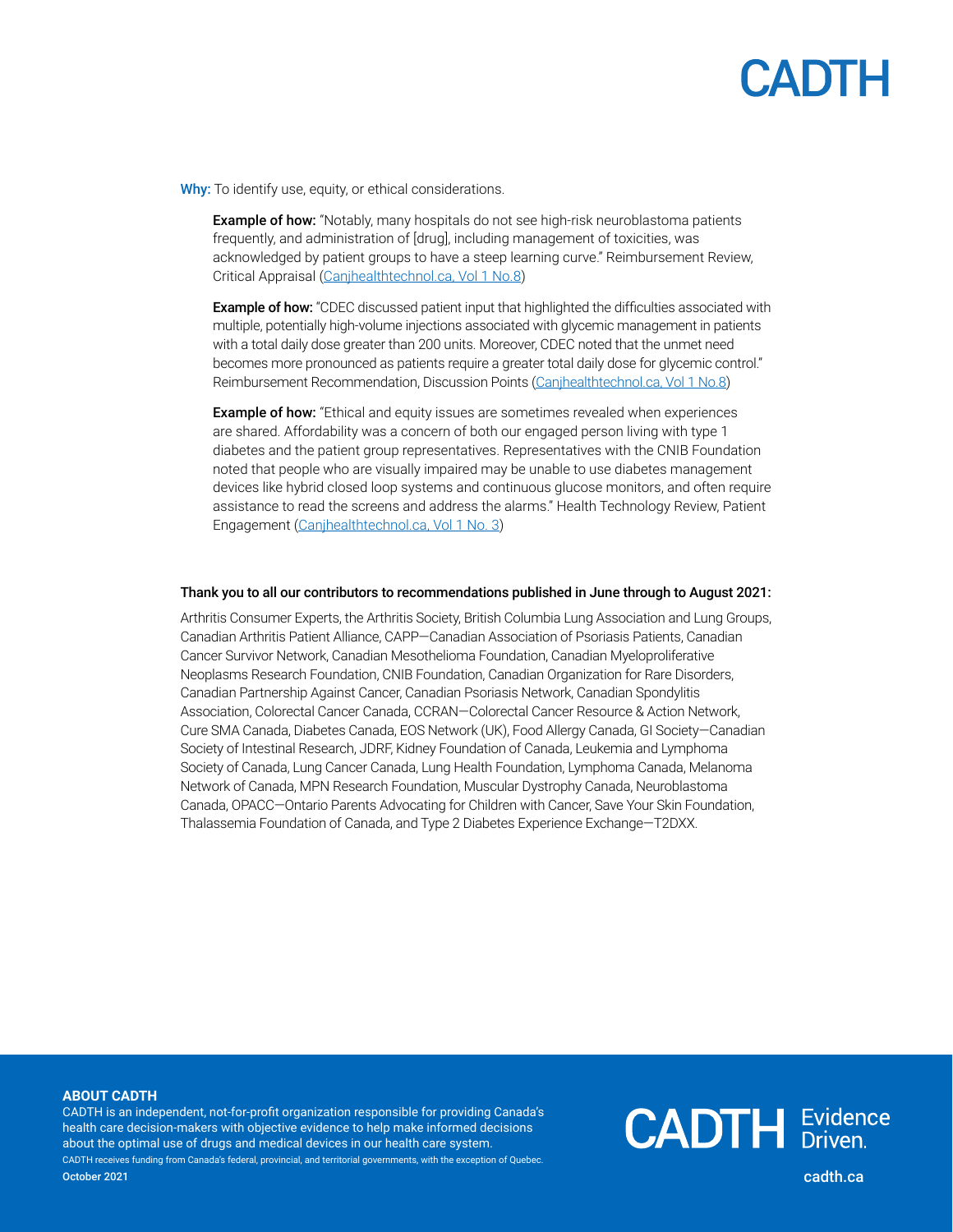**Why:** To identify use, equity, or ethical considerations.

> **Example of how:** "Notably, many hospitals do not see high-risk neuroblastoma patients frequently, and administration of [drug], including management of toxicities, was acknowledged by patient groups to have a steep learning curve." Reimbursement Review, Critical Appraisal ([Canjhealthtechnol.ca, Vol 1 No.8](Canjhealthtechnol.ca, Vol 1 No.8))

> **Example of how:** "CDEC discussed patient input that highlighted the difficulties associated with multiple, potentially high-volume injections associated with glycemic management in patients with a total daily dose greater than 200 units. Moreover, CDEC noted that the unmet need becomes more pronounced as patients require a greater total daily dose for glycemic control." Reimbursement Recommendation, Discussion Points ([Canjhealthtechnol.ca, Vol 1 No.8](Canjhealthtechnol.ca, Vol 1 No.8))

> **Example of how:** "Ethical and equity issues are sometimes revealed when experiences are shared. Affordability was a concern of both our engaged person living with type 1 diabetes and the patient group representatives. Representatives with the CNIB Foundation noted that people who are visually impaired may be unable to use diabetes management devices like hybrid closed loop systems and continuous glucose monitors, and often require assistance to read the screens and address the alarms." Health Technology Review, Patient Engagement ([Canjhealthtechnol.ca, Vol 1 No. 3](Canjhealthtechnol.ca, Vol 1 No. 3))

**Thank you to all our contributors to recommendations published in June through to August 2021:**

Arthritis Consumer Experts, the Arthritis Society, British Columbia Lung Association and Lung Groups, Canadian Arthritis Patient Alliance, CAPP—Canadian Association of Psoriasis Patients, Canadian Cancer Survivor Network, Canadian Mesothelioma Foundation, Canadian Myeloproliferative Neoplasms Research Foundation, CNIB Foundation, Canadian Organization for Rare Disorders, Canadian Partnership Against Cancer, Canadian Psoriasis Network, Canadian Spondylitis Association, Colorectal Cancer Canada, CCRAN—Colorectal Cancer Resource & Action Network, Cure SMA Canada, Diabetes Canada, EOS Network (UK), Food Allergy Canada, GI Society—Canadian Society of Intestinal Research, JDRF, Kidney Foundation of Canada, Leukemia and Lymphoma Society of Canada, Lung Cancer Canada, Lung Health Foundation, Lymphoma Canada, Melanoma Network of Canada, MPN Research Foundation, Muscular Dystrophy Canada, Neuroblastoma Canada, OPACC—Ontario Parents Advocating for Children with Cancer, Save Your Skin Foundation, Thalassemia Foundation of Canada, and Type 2 Diabetes Experience Exchange—T2DXX.

**ABOUT CADTH**

CADTH is an independent, not-for-profit organization responsible for providing Canada's health care decision-makers with objective evidence to help make informed decisions about the optimal use of drugs and medical devices in our health care system.

CADTH receives funding from Canada's federal, provincial, and territorial governments, with the exception of Quebec.

October 2021

CADTH Evidence Driven.

cadth.ca